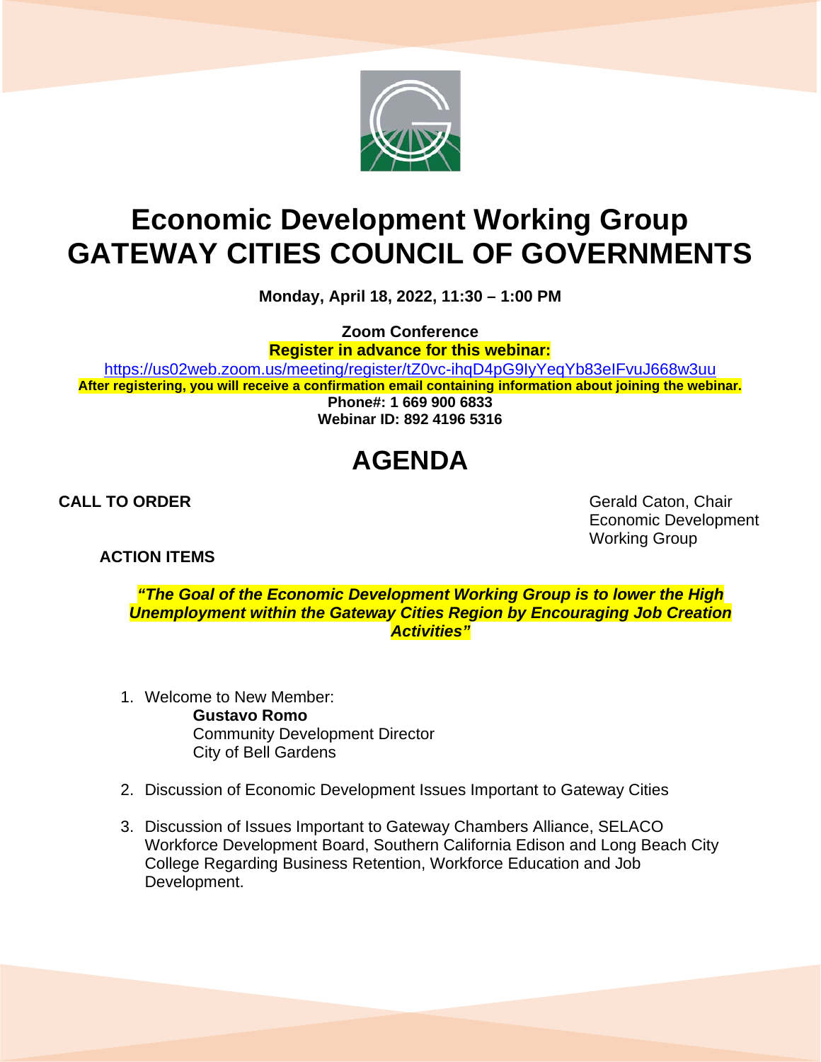# Economic Development Working Group
# GATEWAY CITIES COUNCIL OF GOVERNMENTS

**Monday, April 18, 2022, 11:30 – 1:00 PM**

**Zoom Conference**
**Register in advance for this webinar:**
https://us02web.zoom.us/meeting/register/tZ0vc-ihqD4pG9IyYeqYb83eIFvuJ668w3uu
**After registering, you will receive a confirmation email containing information about joining the webinar.**
**Phone#: 1 669 900 6833**
**Webinar ID: 892 4196 5316**

## AGENDA

**CALL TO ORDER**

Gerald Caton, Chair
Economic Development
Working Group

**ACTION ITEMS**

***"The Goal of the Economic Development Working Group is to lower the High Unemployment within the Gateway Cities Region by Encouraging Job Creation Activities"***

1. Welcome to New Member:
   **Gustavo Romo**
   Community Development Director
   City of Bell Gardens

2. Discussion of Economic Development Issues Important to Gateway Cities

3. Discussion of Issues Important to Gateway Chambers Alliance, SELACO Workforce Development Board, Southern California Edison and Long Beach City College Regarding Business Retention, Workforce Education and Job Development.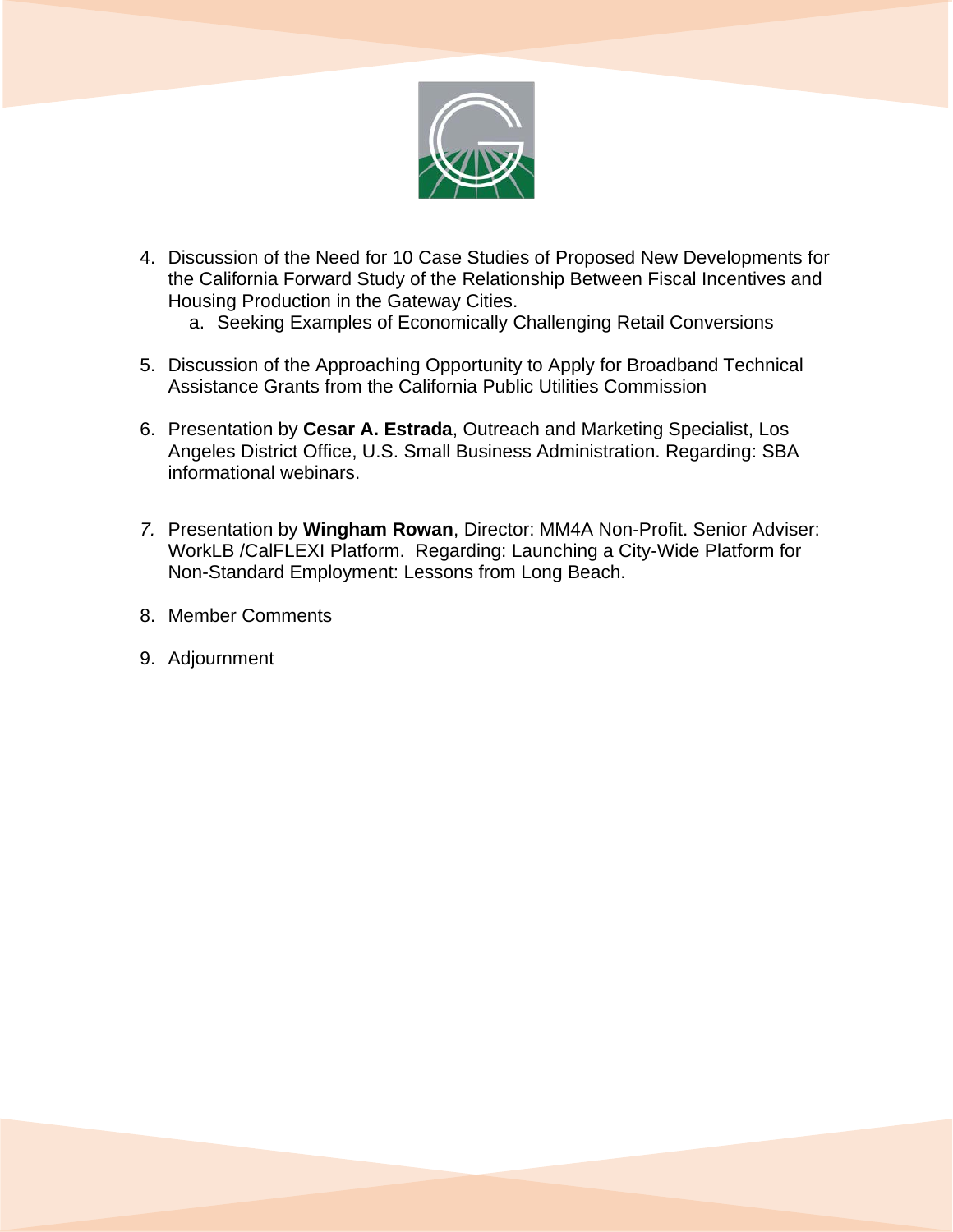4. Discussion of the Need for 10 Case Studies of Proposed New Developments for the California Forward Study of the Relationship Between Fiscal Incentives and Housing Production in the Gateway Cities.
   a. Seeking Examples of Economically Challenging Retail Conversions

5. Discussion of the Approaching Opportunity to Apply for Broadband Technical Assistance Grants from the California Public Utilities Commission

6. Presentation by **Cesar A. Estrada**, Outreach and Marketing Specialist, Los Angeles District Office, U.S. Small Business Administration. Regarding: SBA informational webinars.

7. Presentation by **Wingham Rowan**, Director: MM4A Non-Profit. Senior Adviser: WorkLB /CalFLEXI Platform. Regarding: Launching a City-Wide Platform for Non-Standard Employment: Lessons from Long Beach.

8. Member Comments

9. Adjournment